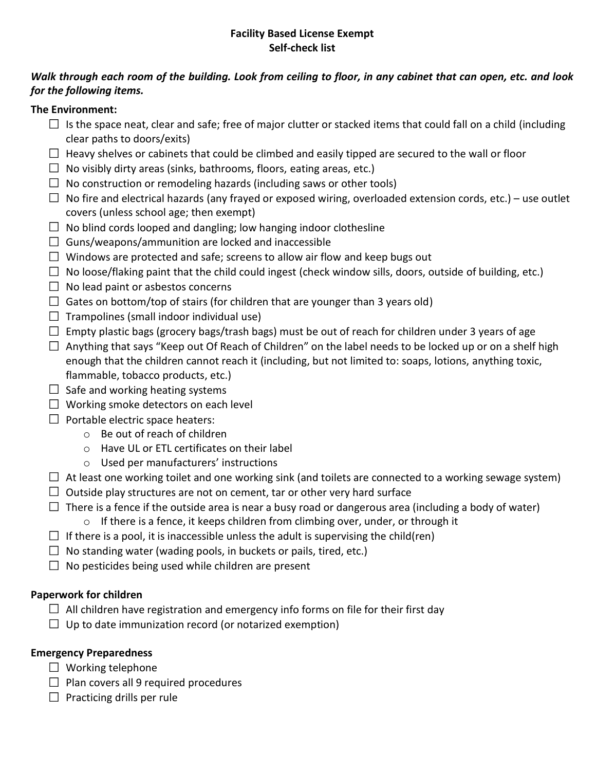# Facility Based License Exempt
## Self-check list

***Walk through each room of the building. Look from ceiling to floor, in any cabinet that can open, etc. and look for the following items.***

**The Environment:**

- ☐ Is the space neat, clear and safe; free of major clutter or stacked items that could fall on a child (including clear paths to doors/exits)
- ☐ Heavy shelves or cabinets that could be climbed and easily tipped are secured to the wall or floor
- ☐ No visibly dirty areas (sinks, bathrooms, floors, eating areas, etc.)
- ☐ No construction or remodeling hazards (including saws or other tools)
- ☐ No fire and electrical hazards (any frayed or exposed wiring, overloaded extension cords, etc.) – use outlet covers (unless school age; then exempt)
- ☐ No blind cords looped and dangling; low hanging indoor clothesline
- ☐ Guns/weapons/ammunition are locked and inaccessible
- ☐ Windows are protected and safe; screens to allow air flow and keep bugs out
- ☐ No loose/flaking paint that the child could ingest (check window sills, doors, outside of building, etc.)
- ☐ No lead paint or asbestos concerns
- ☐ Gates on bottom/top of stairs (for children that are younger than 3 years old)
- ☐ Trampolines (small indoor individual use)
- ☐ Empty plastic bags (grocery bags/trash bags) must be out of reach for children under 3 years of age
- ☐ Anything that says "Keep out Of Reach of Children" on the label needs to be locked up or on a shelf high enough that the children cannot reach it (including, but not limited to: soaps, lotions, anything toxic, flammable, tobacco products, etc.)
- ☐ Safe and working heating systems
- ☐ Working smoke detectors on each level
- ☐ Portable electric space heaters:
  - Be out of reach of children
  - Have UL or ETL certificates on their label
  - Used per manufacturers' instructions
- ☐ At least one working toilet and one working sink (and toilets are connected to a working sewage system)
- ☐ Outside play structures are not on cement, tar or other very hard surface
- ☐ There is a fence if the outside area is near a busy road or dangerous area (including a body of water)
  - If there is a fence, it keeps children from climbing over, under, or through it
- ☐ If there is a pool, it is inaccessible unless the adult is supervising the child(ren)
- ☐ No standing water (wading pools, in buckets or pails, tired, etc.)
- ☐ No pesticides being used while children are present

**Paperwork for children**

- ☐ All children have registration and emergency info forms on file for their first day
- ☐ Up to date immunization record (or notarized exemption)

**Emergency Preparedness**

- ☐ Working telephone
- ☐ Plan covers all 9 required procedures
- ☐ Practicing drills per rule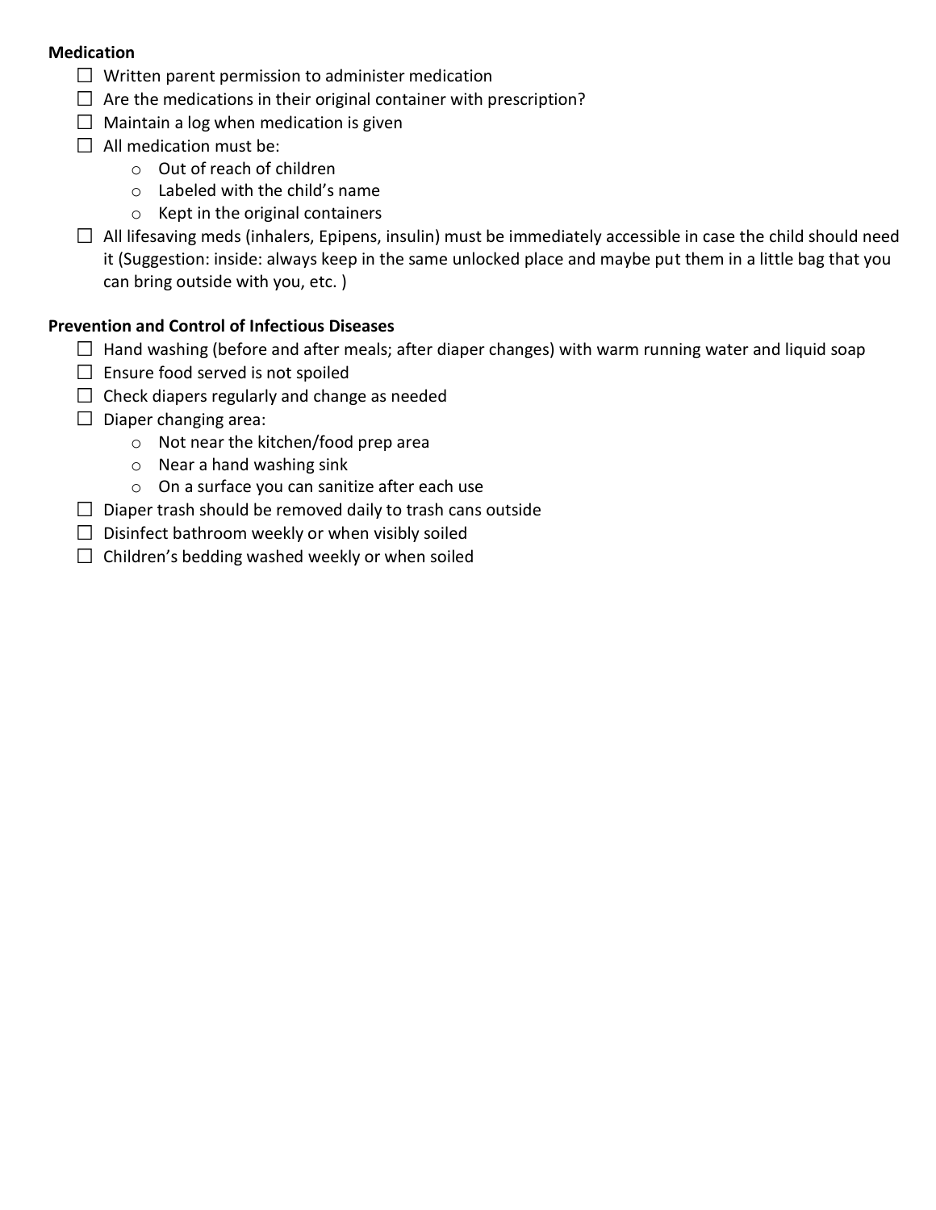**Medication**

- ☐ Written parent permission to administer medication
- ☐ Are the medications in their original container with prescription?
- ☐ Maintain a log when medication is given
- ☐ All medication must be:
  - Out of reach of children
  - Labeled with the child's name
  - Kept in the original containers
- ☐ All lifesaving meds (inhalers, Epipens, insulin) must be immediately accessible in case the child should need it (Suggestion: inside: always keep in the same unlocked place and maybe put them in a little bag that you can bring outside with you, etc. )

**Prevention and Control of Infectious Diseases**

- ☐ Hand washing (before and after meals; after diaper changes) with warm running water and liquid soap
- ☐ Ensure food served is not spoiled
- ☐ Check diapers regularly and change as needed
- ☐ Diaper changing area:
  - Not near the kitchen/food prep area
  - Near a hand washing sink
  - On a surface you can sanitize after each use
- ☐ Diaper trash should be removed daily to trash cans outside
- ☐ Disinfect bathroom weekly or when visibly soiled
- ☐ Children's bedding washed weekly or when soiled